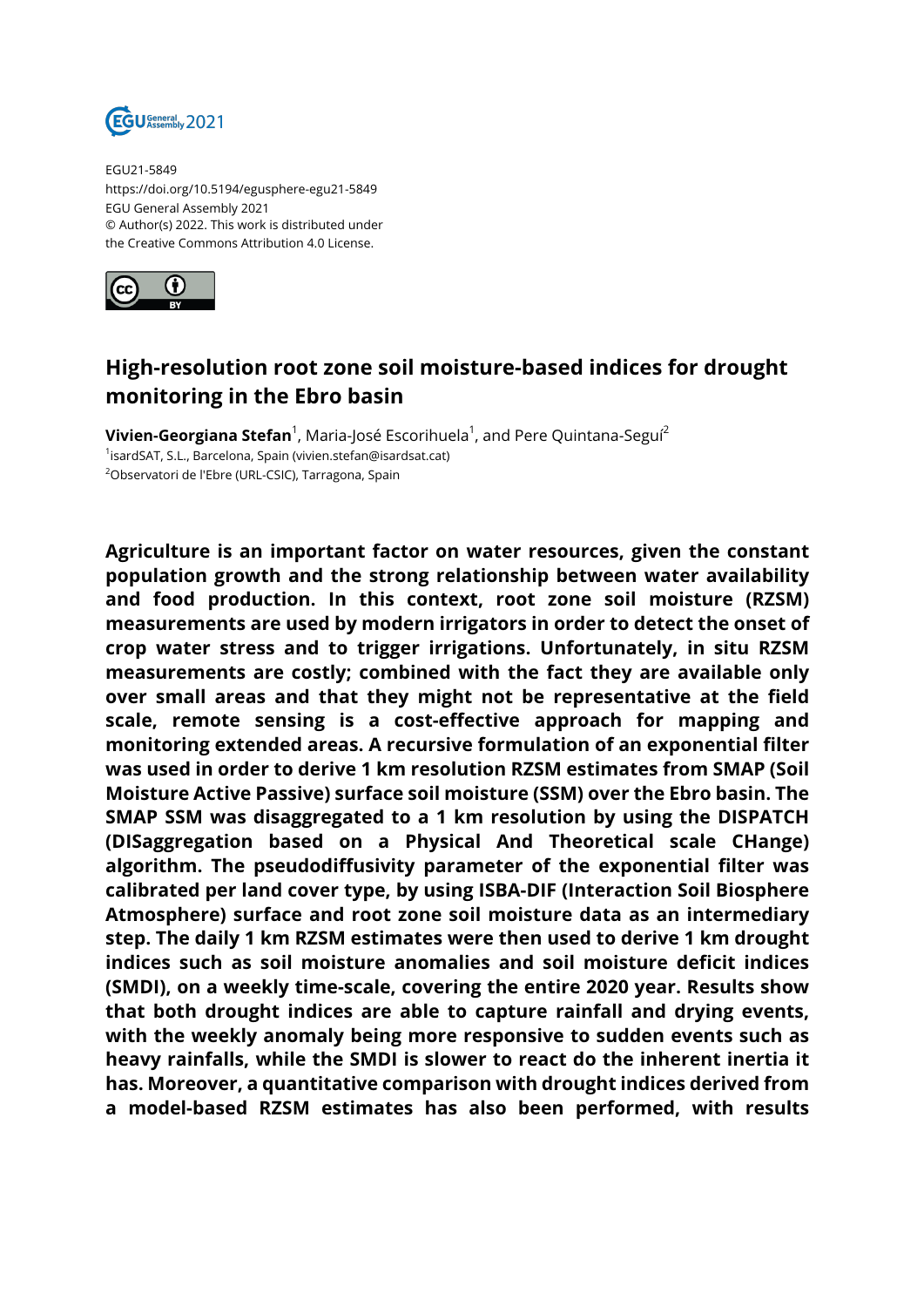EGU21-5849
https://doi.org/10.5194/egusphere-egu21-5849
EGU General Assembly 2021
© Author(s) 2022. This work is distributed under
the Creative Commons Attribution 4.0 License.

# High-resolution root zone soil moisture-based indices for drought monitoring in the Ebro basin

**Vivien-Georgiana Stefan**[1], Maria-José Escorihuela[1], and Pere Quintana-Seguí[2]

[1]isardSAT, S.L., Barcelona, Spain (vivien.stefan@isardsat.cat)
[2]Observatori de l'Ebre (URL-CSIC), Tarragona, Spain

**Agriculture is an important factor on water resources, given the constant population growth and the strong relationship between water availability and food production. In this context, root zone soil moisture (RZSM) measurements are used by modern irrigators in order to detect the onset of crop water stress and to trigger irrigations. Unfortunately, in situ RZSM measurements are costly; combined with the fact they are available only over small areas and that they might not be representative at the field scale, remote sensing is a cost-effective approach for mapping and monitoring extended areas. A recursive formulation of an exponential filter was used in order to derive 1 km resolution RZSM estimates from SMAP (Soil Moisture Active Passive) surface soil moisture (SSM) over the Ebro basin. The SMAP SSM was disaggregated to a 1 km resolution by using the DISPATCH (DISaggregation based on a Physical And Theoretical scale CHange) algorithm. The pseudodiffusivity parameter of the exponential filter was calibrated per land cover type, by using ISBA-DIF (Interaction Soil Biosphere Atmosphere) surface and root zone soil moisture data as an intermediary step. The daily 1 km RZSM estimates were then used to derive 1 km drought indices such as soil moisture anomalies and soil moisture deficit indices (SMDI), on a weekly time-scale, covering the entire 2020 year. Results show that both drought indices are able to capture rainfall and drying events, with the weekly anomaly being more responsive to sudden events such as heavy rainfalls, while the SMDI is slower to react do the inherent inertia it has. Moreover, a quantitative comparison with drought indices derived from a model-based RZSM estimates has also been performed, with results**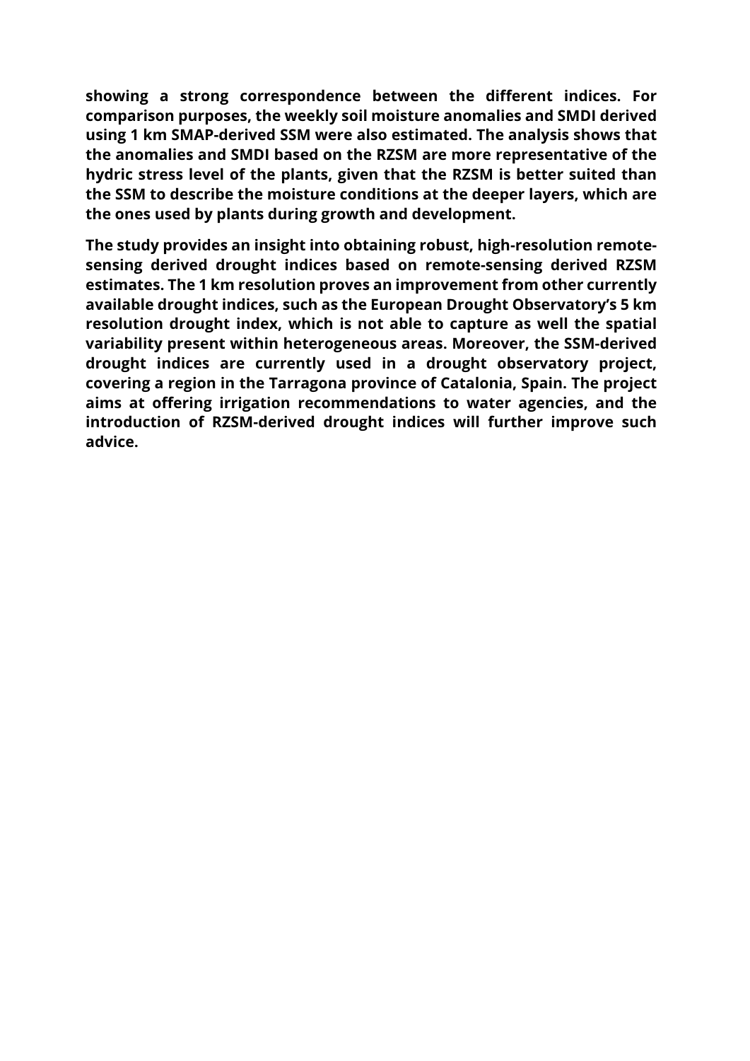**showing a strong correspondence between the different indices. For comparison purposes, the weekly soil moisture anomalies and SMDI derived using 1 km SMAP-derived SSM were also estimated. The analysis shows that the anomalies and SMDI based on the RZSM are more representative of the hydric stress level of the plants, given that the RZSM is better suited than the SSM to describe the moisture conditions at the deeper layers, which are the ones used by plants during growth and development.**

**The study provides an insight into obtaining robust, high-resolution remote-sensing derived drought indices based on remote-sensing derived RZSM estimates. The 1 km resolution proves an improvement from other currently available drought indices, such as the European Drought Observatory's 5 km resolution drought index, which is not able to capture as well the spatial variability present within heterogeneous areas. Moreover, the SSM-derived drought indices are currently used in a drought observatory project, covering a region in the Tarragona province of Catalonia, Spain. The project aims at offering irrigation recommendations to water agencies, and the introduction of RZSM-derived drought indices will further improve such advice.**